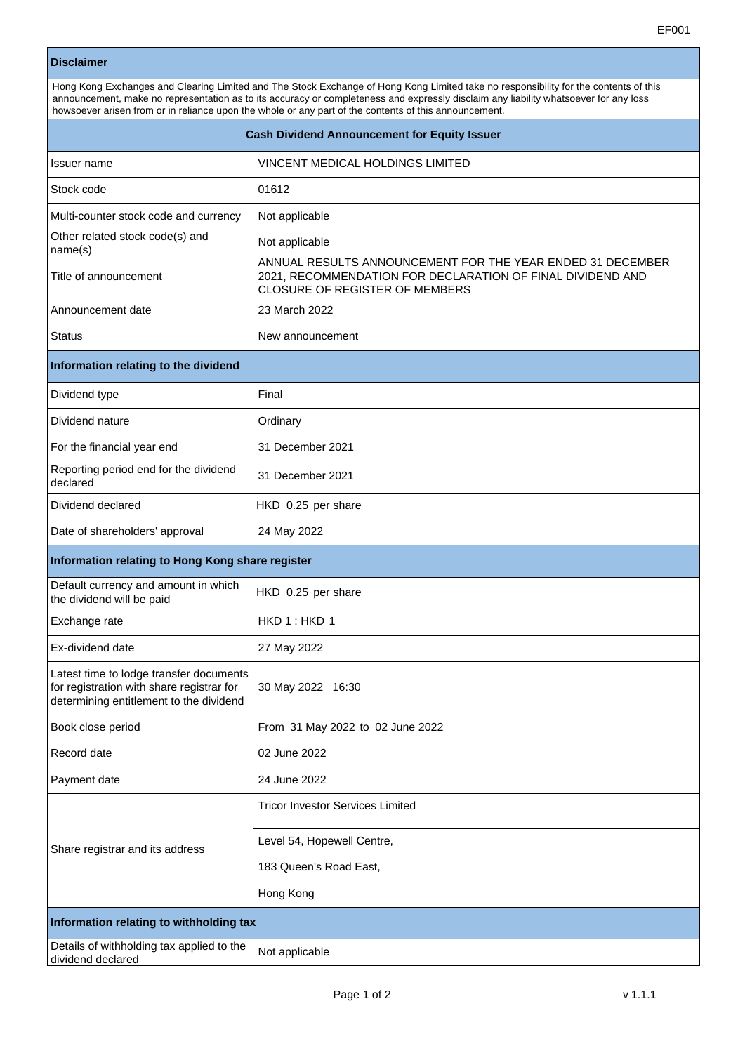EF001

## Disclaimer

Hong Kong Exchanges and Clearing Limited and The Stock Exchange of Hong Kong Limited take no responsibility for the contents of this announcement, make no representation as to its accuracy or completeness and expressly disclaim any liability whatsoever for any loss howsoever arisen from or in reliance upon the whole or any part of the contents of this announcement.

## Cash Dividend Announcement for Equity Issuer

| | |
|---|---|
| Issuer name | VINCENT MEDICAL HOLDINGS LIMITED |
| Stock code | 01612 |
| Multi-counter stock code and currency | Not applicable |
| Other related stock code(s) and name(s) | Not applicable |
| Title of announcement | ANNUAL RESULTS ANNOUNCEMENT FOR THE YEAR ENDED 31 DECEMBER 2021, RECOMMENDATION FOR DECLARATION OF FINAL DIVIDEND AND CLOSURE OF REGISTER OF MEMBERS |
| Announcement date | 23 March 2022 |
| Status | New announcement |

### Information relating to the dividend

| | |
|---|---|
| Dividend type | Final |
| Dividend nature | Ordinary |
| For the financial year end | 31 December 2021 |
| Reporting period end for the dividend declared | 31 December 2021 |
| Dividend declared | HKD 0.25 per share |
| Date of shareholders' approval | 24 May 2022 |

### Information relating to Hong Kong share register

| | |
|---|---|
| Default currency and amount in which the dividend will be paid | HKD 0.25 per share |
| Exchange rate | HKD 1 : HKD 1 |
| Ex-dividend date | 27 May 2022 |
| Latest time to lodge transfer documents for registration with share registrar for determining entitlement to the dividend | 30 May 2022 16:30 |
| Book close period | From 31 May 2022 to 02 June 2022 |
| Record date | 02 June 2022 |
| Payment date | 24 June 2022 |
| Share registrar and its address | Tricor Investor Services Limited<br>Level 54, Hopewell Centre,<br>183 Queen's Road East,<br>Hong Kong |

### Information relating to withholding tax

| | |
|---|---|
| Details of withholding tax applied to the dividend declared | Not applicable |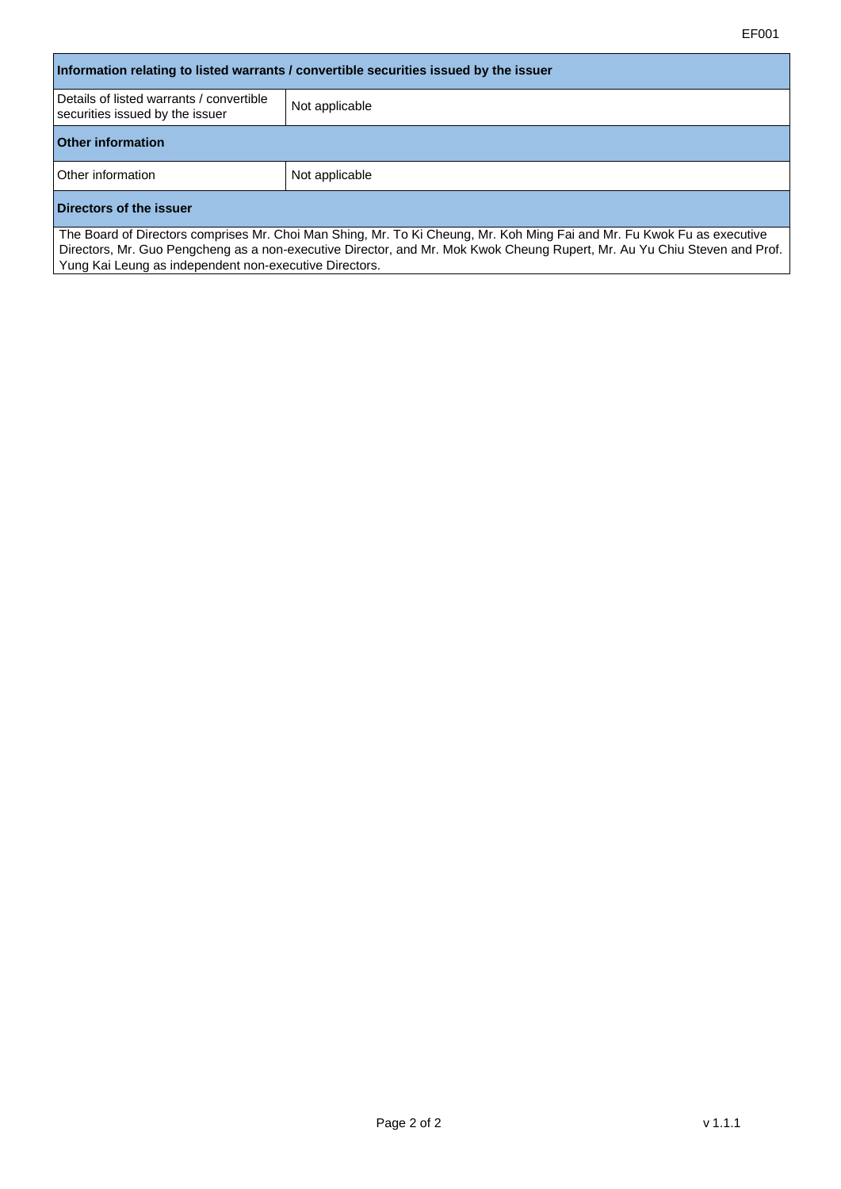| Information relating to listed warrants / convertible securities issued by the issuer | |
|---|---|
| Details of listed warrants / convertible securities issued by the issuer | Not applicable |

| Other information | |
|---|---|
| Other information | Not applicable |

**Directors of the issuer**

The Board of Directors comprises Mr. Choi Man Shing, Mr. To Ki Cheung, Mr. Koh Ming Fai and Mr. Fu Kwok Fu as executive Directors, Mr. Guo Pengcheng as a non-executive Director, and Mr. Mok Kwok Cheung Rupert, Mr. Au Yu Chiu Steven and Prof. Yung Kai Leung as independent non-executive Directors.